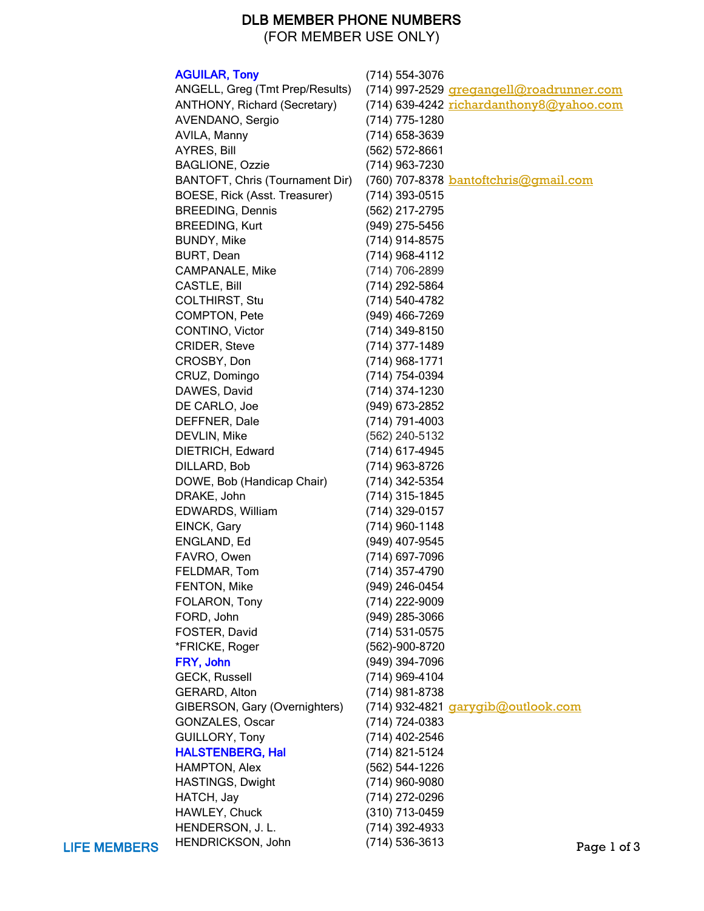# DLB MEMBER PHONE NUMBERS

(FOR MEMBER USE ONLY)

| Name | Phone | Email |
|---|---|---|
| **AGUILAR, Tony** | (714) 554-3076 | |
| ANGELL, Greg (Tmt Prep/Results) | (714) 997-2529 | gregangell@roadrunner.com |
| ANTHONY, Richard (Secretary) | (714) 639-4242 | richardanthony8@yahoo.com |
| AVENDANO, Sergio | (714) 775-1280 | |
| AVILA, Manny | (714) 658-3639 | |
| AYRES, Bill | (562) 572-8661 | |
| BAGLIONE, Ozzie | (714) 963-7230 | |
| BANTOFT, Chris (Tournament Dir) | (760) 707-8378 | bantoftchris@gmail.com |
| BOESE, Rick (Asst. Treasurer) | (714) 393-0515 | |
| BREEDING, Dennis | (562) 217-2795 | |
| BREEDING, Kurt | (949) 275-5456 | |
| BUNDY, Mike | (714) 914-8575 | |
| BURT, Dean | (714) 968-4112 | |
| CAMPANALE, Mike | (714) 706-2899 | |
| CASTLE, Bill | (714) 292-5864 | |
| COLTHIRST, Stu | (714) 540-4782 | |
| COMPTON, Pete | (949) 466-7269 | |
| CONTINO, Victor | (714) 349-8150 | |
| CRIDER, Steve | (714) 377-1489 | |
| CROSBY, Don | (714) 968-1771 | |
| CRUZ, Domingo | (714) 754-0394 | |
| DAWES, David | (714) 374-1230 | |
| DE CARLO, Joe | (949) 673-2852 | |
| DEFFNER, Dale | (714) 791-4003 | |
| DEVLIN, Mike | (562) 240-5132 | |
| DIETRICH, Edward | (714) 617-4945 | |
| DILLARD, Bob | (714) 963-8726 | |
| DOWE, Bob (Handicap Chair) | (714) 342-5354 | |
| DRAKE, John | (714) 315-1845 | |
| EDWARDS, William | (714) 329-0157 | |
| EINCK, Gary | (714) 960-1148 | |
| ENGLAND, Ed | (949) 407-9545 | |
| FAVRO, Owen | (714) 697-7096 | |
| FELDMAR, Tom | (714) 357-4790 | |
| FENTON, Mike | (949) 246-0454 | |
| FOLARON, Tony | (714) 222-9009 | |
| FORD, John | (949) 285-3066 | |
| FOSTER, David | (714) 531-0575 | |
| *FRICKE, Roger | (562)-900-8720 | |
| **FRY, John** | (949) 394-7096 | |
| GECK, Russell | (714) 969-4104 | |
| GERARD, Alton | (714) 981-8738 | |
| GIBERSON, Gary (Overnighters) | (714) 932-4821 | garygib@outlook.com |
| GONZALES, Oscar | (714) 724-0383 | |
| GUILLORY, Tony | (714) 402-2546 | |
| **HALSTENBERG, Hal** | (714) 821-5124 | |
| HAMPTON, Alex | (562) 544-1226 | |
| HASTINGS, Dwight | (714) 960-9080 | |
| HATCH, Jay | (714) 272-0296 | |
| HAWLEY, Chuck | (310) 713-0459 | |
| HENDERSON, J. L. | (714) 392-4933 | |
| HENDRICKSON, John | (714) 536-3613 | |

LIFE MEMBERS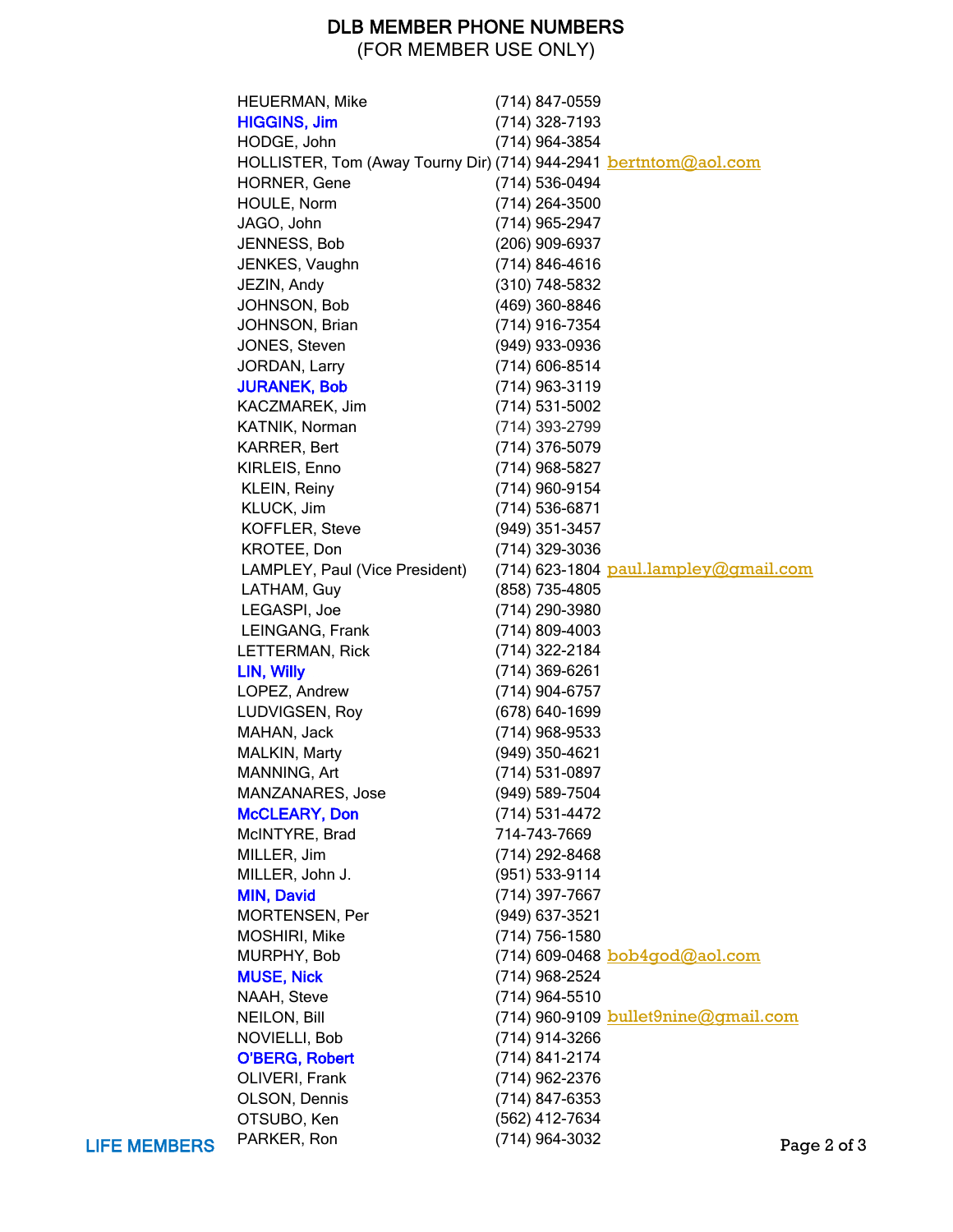# DLB MEMBER PHONE NUMBERS

(FOR MEMBER USE ONLY)

| Name | Phone | Email |
|---|---|---|
| HEUERMAN, Mike | (714) 847-0559 | |
| **HIGGINS, Jim** | (714) 328-7193 | |
| HODGE, John | (714) 964-3854 | |
| HOLLISTER, Tom (Away Tourny Dir) | (714) 944-2941 | bertntom@aol.com |
| HORNER, Gene | (714) 536-0494 | |
| HOULE, Norm | (714) 264-3500 | |
| JAGO, John | (714) 965-2947 | |
| JENNESS, Bob | (206) 909-6937 | |
| JENKES, Vaughn | (714) 846-4616 | |
| JEZIN, Andy | (310) 748-5832 | |
| JOHNSON, Bob | (469) 360-8846 | |
| JOHNSON, Brian | (714) 916-7354 | |
| JONES, Steven | (949) 933-0936 | |
| JORDAN, Larry | (714) 606-8514 | |
| **JURANEK, Bob** | (714) 963-3119 | |
| KACZMAREK, Jim | (714) 531-5002 | |
| KATNIK, Norman | (714) 393-2799 | |
| KARRER, Bert | (714) 376-5079 | |
| KIRLEIS, Enno | (714) 968-5827 | |
| KLEIN, Reiny | (714) 960-9154 | |
| KLUCK, Jim | (714) 536-6871 | |
| KOFFLER, Steve | (949) 351-3457 | |
| KROTEE, Don | (714) 329-3036 | |
| LAMPLEY, Paul (Vice President) | (714) 623-1804 | paul.lampley@gmail.com |
| LATHAM, Guy | (858) 735-4805 | |
| LEGASPI, Joe | (714) 290-3980 | |
| LEINGANG, Frank | (714) 809-4003 | |
| LETTERMAN, Rick | (714) 322-2184 | |
| **LIN, Willy** | (714) 369-6261 | |
| LOPEZ, Andrew | (714) 904-6757 | |
| LUDVIGSEN, Roy | (678) 640-1699 | |
| MAHAN, Jack | (714) 968-9533 | |
| MALKIN, Marty | (949) 350-4621 | |
| MANNING, Art | (714) 531-0897 | |
| MANZANARES, Jose | (949) 589-7504 | |
| **McCLEARY, Don** | (714) 531-4472 | |
| McINTYRE, Brad | 714-743-7669 | |
| MILLER, Jim | (714) 292-8468 | |
| MILLER, John J. | (951) 533-9114 | |
| **MIN, David** | (714) 397-7667 | |
| MORTENSEN, Per | (949) 637-3521 | |
| MOSHIRI, Mike | (714) 756-1580 | |
| MURPHY, Bob | (714) 609-0468 | bob4god@aol.com |
| **MUSE, Nick** | (714) 968-2524 | |
| NAAH, Steve | (714) 964-5510 | |
| NEILON, Bill | (714) 960-9109 | bullet9nine@gmail.com |
| NOVIELLI, Bob | (714) 914-3266 | |
| **O'BERG, Robert** | (714) 841-2174 | |
| OLIVERI, Frank | (714) 962-2376 | |
| OLSON, Dennis | (714) 847-6353 | |
| OTSUBO, Ken | (562) 412-7634 | |
| PARKER, Ron | (714) 964-3032 | |

LIFE MEMBERS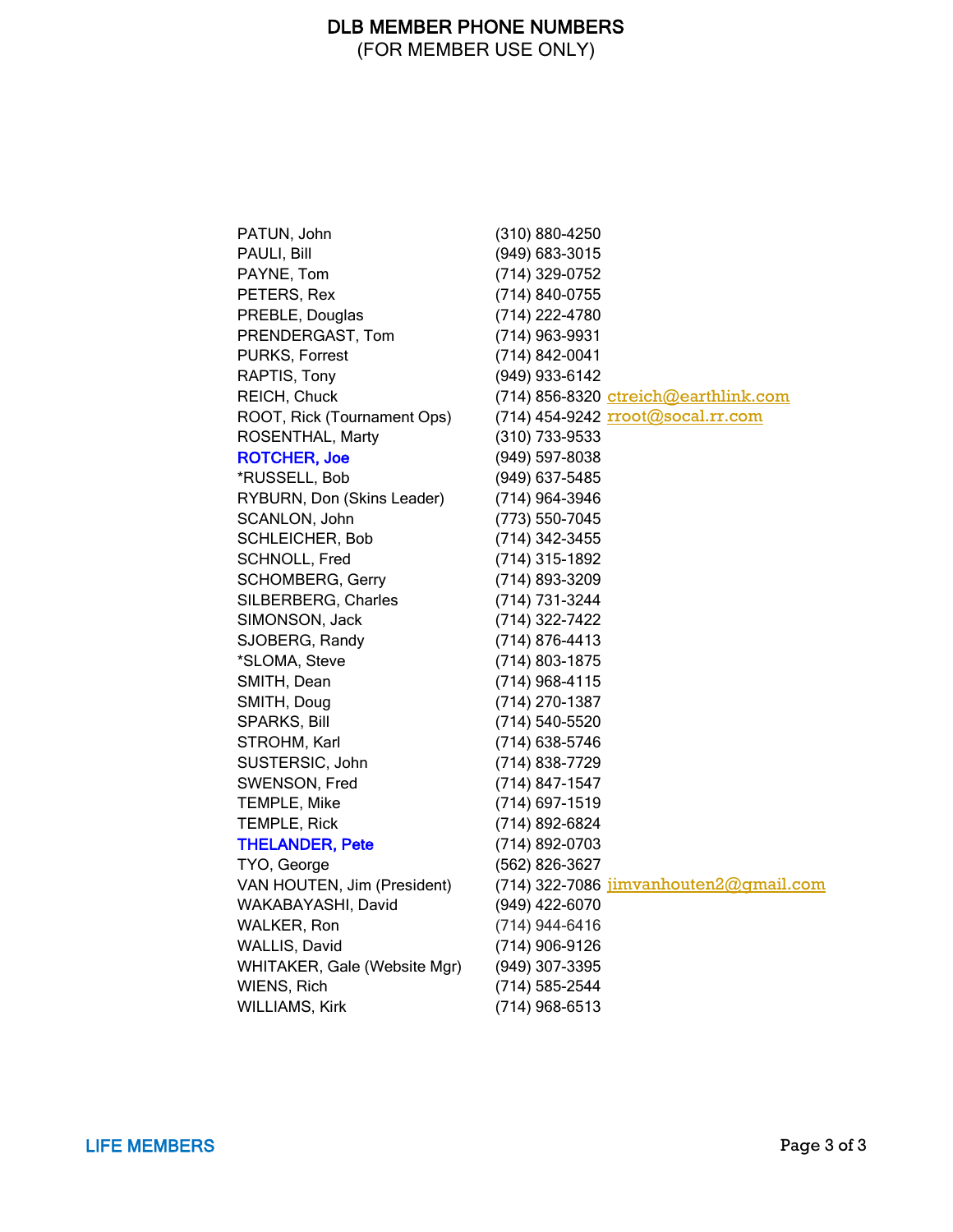# DLB MEMBER PHONE NUMBERS

(FOR MEMBER USE ONLY)

| | | |
|---|---|---|
| PATUN, John | (310) 880-4250 | |
| PAULI, Bill | (949) 683-3015 | |
| PAYNE, Tom | (714) 329-0752 | |
| PETERS, Rex | (714) 840-0755 | |
| PREBLE, Douglas | (714) 222-4780 | |
| PRENDERGAST, Tom | (714) 963-9931 | |
| PURKS, Forrest | (714) 842-0041 | |
| RAPTIS, Tony | (949) 933-6142 | |
| REICH, Chuck | (714) 856-8320 | ctreich@earthlink.com |
| ROOT, Rick (Tournament Ops) | (714) 454-9242 | rroot@socal.rr.com |
| ROSENTHAL, Marty | (310) 733-9533 | |
| **ROTCHER, Joe** | (949) 597-8038 | |
| *RUSSELL, Bob | (949) 637-5485 | |
| RYBURN, Don (Skins Leader) | (714) 964-3946 | |
| SCANLON, John | (773) 550-7045 | |
| SCHLEICHER, Bob | (714) 342-3455 | |
| SCHNOLL, Fred | (714) 315-1892 | |
| SCHOMBERG, Gerry | (714) 893-3209 | |
| SILBERBERG, Charles | (714) 731-3244 | |
| SIMONSON, Jack | (714) 322-7422 | |
| SJOBERG, Randy | (714) 876-4413 | |
| *SLOMA, Steve | (714) 803-1875 | |
| SMITH, Dean | (714) 968-4115 | |
| SMITH, Doug | (714) 270-1387 | |
| SPARKS, Bill | (714) 540-5520 | |
| STROHM, Karl | (714) 638-5746 | |
| SUSTERSIC, John | (714) 838-7729 | |
| SWENSON, Fred | (714) 847-1547 | |
| TEMPLE, Mike | (714) 697-1519 | |
| TEMPLE, Rick | (714) 892-6824 | |
| **THELANDER, Pete** | (714) 892-0703 | |
| TYO, George | (562) 826-3627 | |
| VAN HOUTEN, Jim (President) | (714) 322-7086 | jimvanhouten2@gmail.com |
| WAKABAYASHI, David | (949) 422-6070 | |
| WALKER, Ron | (714) 944-6416 | |
| WALLIS, David | (714) 906-9126 | |
| WHITAKER, Gale (Website Mgr) | (949) 307-3395 | |
| WIENS, Rich | (714) 585-2544 | |
| WILLIAMS, Kirk | (714) 968-6513 | |

LIFE MEMBERS